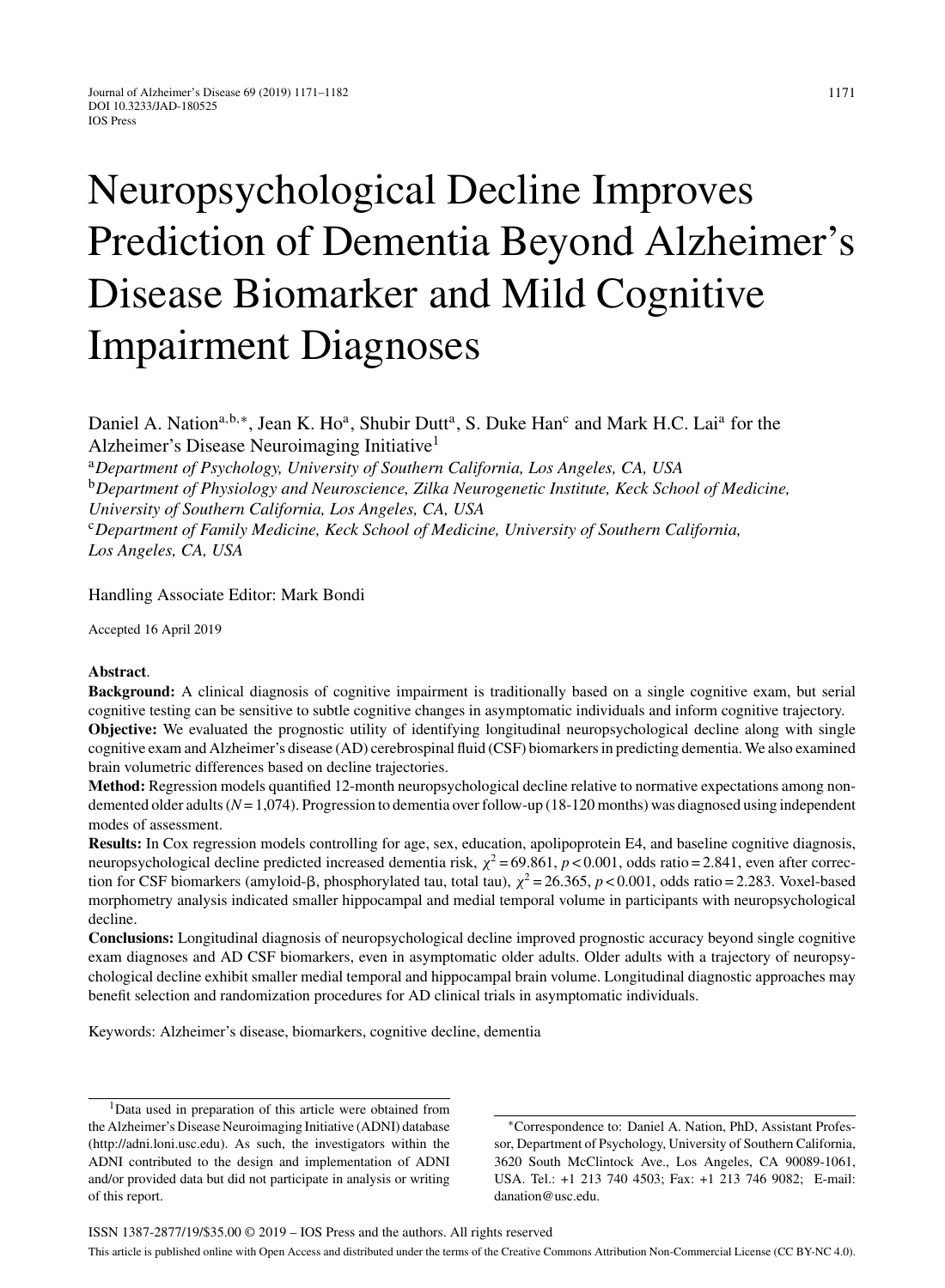# Neuropsychological Decline Improves Prediction of Dementia Beyond Alzheimer's Disease Biomarker and Mild Cognitive Impairment Diagnoses

Daniel A. Nation[a,b,*], Jean K. Ho[a], Shubir Dutt[a], S. Duke Han[c] and Mark H.C. Lai[a] for the Alzheimer's Disease Neuroimaging Initiative[1]

[a]*Department of Psychology, University of Southern California, Los Angeles, CA, USA*

[b]*Department of Physiology and Neuroscience, Zilka Neurogenetic Institute, Keck School of Medicine, University of Southern California, Los Angeles, CA, USA*

[c]*Department of Family Medicine, Keck School of Medicine, University of Southern California, Los Angeles, CA, USA*

Handling Associate Editor: Mark Bondi

Accepted 16 April 2019

**Abstract**.

**Background:** A clinical diagnosis of cognitive impairment is traditionally based on a single cognitive exam, but serial cognitive testing can be sensitive to subtle cognitive changes in asymptomatic individuals and inform cognitive trajectory.

**Objective:** We evaluated the prognostic utility of identifying longitudinal neuropsychological decline along with single cognitive exam and Alzheimer's disease (AD) cerebrospinal fluid (CSF) biomarkers in predicting dementia. We also examined brain volumetric differences based on decline trajectories.

**Method:** Regression models quantified 12-month neuropsychological decline relative to normative expectations among non-demented older adults ($N = 1{,}074$). Progression to dementia over follow-up (18-120 months) was diagnosed using independent modes of assessment.

**Results:** In Cox regression models controlling for age, sex, education, apolipoprotein E4, and baseline cognitive diagnosis, neuropsychological decline predicted increased dementia risk, $\chi^2 = 69.861$, $p < 0.001$, odds ratio = 2.841, even after correction for CSF biomarkers (amyloid-β, phosphorylated tau, total tau), $\chi^2 = 26.365$, $p < 0.001$, odds ratio = 2.283. Voxel-based morphometry analysis indicated smaller hippocampal and medial temporal volume in participants with neuropsychological decline.

**Conclusions:** Longitudinal diagnosis of neuropsychological decline improved prognostic accuracy beyond single cognitive exam diagnoses and AD CSF biomarkers, even in asymptomatic older adults. Older adults with a trajectory of neuropsychological decline exhibit smaller medial temporal and hippocampal brain volume. Longitudinal diagnostic approaches may benefit selection and randomization procedures for AD clinical trials in asymptomatic individuals.

Keywords: Alzheimer's disease, biomarkers, cognitive decline, dementia

[1]Data used in preparation of this article were obtained from the Alzheimer's Disease Neuroimaging Initiative (ADNI) database (http://adni.loni.usc.edu). As such, the investigators within the ADNI contributed to the design and implementation of ADNI and/or provided data but did not participate in analysis or writing of this report.

*Correspondence to: Daniel A. Nation, PhD, Assistant Professor, Department of Psychology, University of Southern California, 3620 South McClintock Ave., Los Angeles, CA 90089-1061, USA. Tel.: +1 213 740 4503; Fax: +1 213 746 9082; E-mail: danation@usc.edu.

ISSN 1387-2877/19/$35.00 © 2019 – IOS Press and the authors. All rights reserved

This article is published online with Open Access and distributed under the terms of the Creative Commons Attribution Non-Commercial License (CC BY-NC 4.0).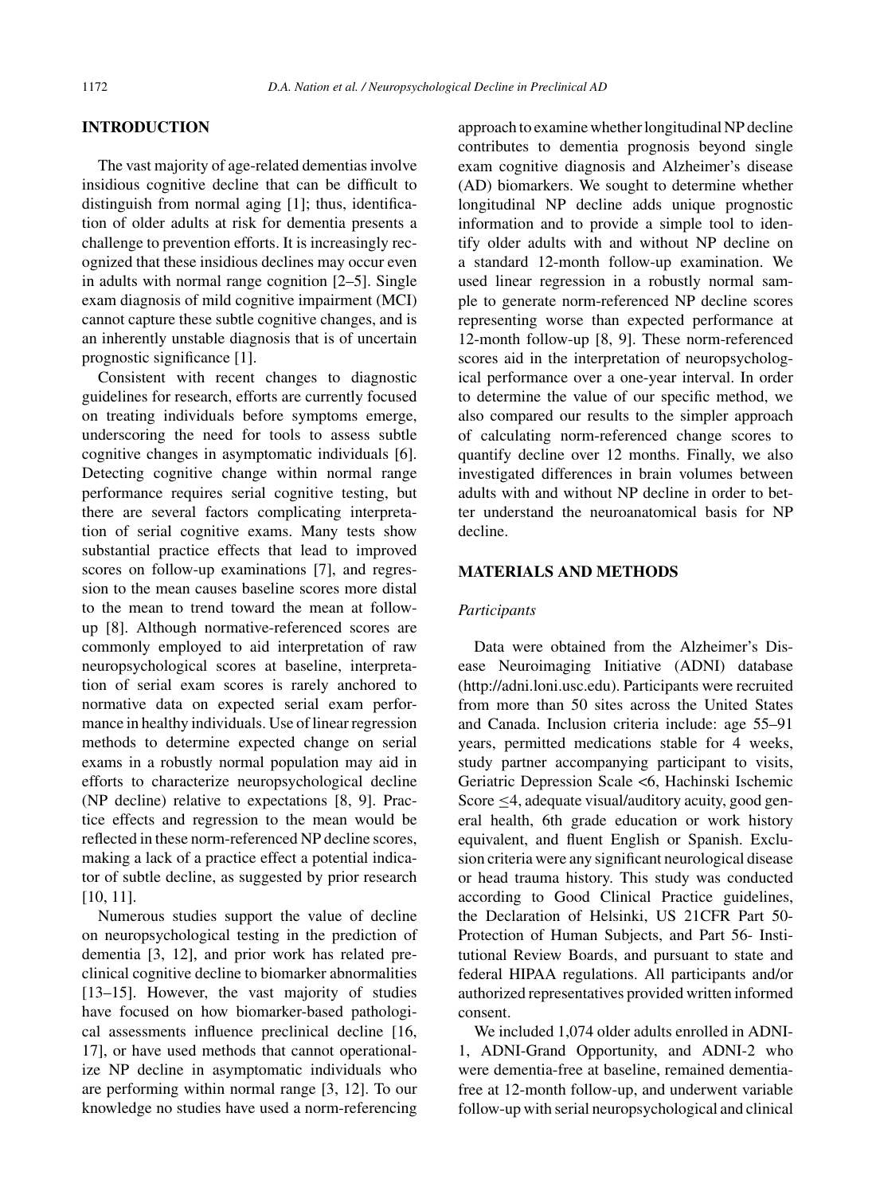## INTRODUCTION

The vast majority of age-related dementias involve insidious cognitive decline that can be difficult to distinguish from normal aging [1]; thus, identification of older adults at risk for dementia presents a challenge to prevention efforts. It is increasingly recognized that these insidious declines may occur even in adults with normal range cognition [2–5]. Single exam diagnosis of mild cognitive impairment (MCI) cannot capture these subtle cognitive changes, and is an inherently unstable diagnosis that is of uncertain prognostic significance [1].

Consistent with recent changes to diagnostic guidelines for research, efforts are currently focused on treating individuals before symptoms emerge, underscoring the need for tools to assess subtle cognitive changes in asymptomatic individuals [6]. Detecting cognitive change within normal range performance requires serial cognitive testing, but there are several factors complicating interpretation of serial cognitive exams. Many tests show substantial practice effects that lead to improved scores on follow-up examinations [7], and regression to the mean causes baseline scores more distal to the mean to trend toward the mean at follow-up [8]. Although normative-referenced scores are commonly employed to aid interpretation of raw neuropsychological scores at baseline, interpretation of serial exam scores is rarely anchored to normative data on expected serial exam performance in healthy individuals. Use of linear regression methods to determine expected change on serial exams in a robustly normal population may aid in efforts to characterize neuropsychological decline (NP decline) relative to expectations [8, 9]. Practice effects and regression to the mean would be reflected in these norm-referenced NP decline scores, making a lack of a practice effect a potential indicator of subtle decline, as suggested by prior research [10, 11].

Numerous studies support the value of decline on neuropsychological testing in the prediction of dementia [3, 12], and prior work has related preclinical cognitive decline to biomarker abnormalities [13–15]. However, the vast majority of studies have focused on how biomarker-based pathological assessments influence preclinical decline [16, 17], or have used methods that cannot operationalize NP decline in asymptomatic individuals who are performing within normal range [3, 12]. To our knowledge no studies have used a norm-referencing approach to examine whether longitudinal NP decline contributes to dementia prognosis beyond single exam cognitive diagnosis and Alzheimer's disease (AD) biomarkers. We sought to determine whether longitudinal NP decline adds unique prognostic information and to provide a simple tool to identify older adults with and without NP decline on a standard 12-month follow-up examination. We used linear regression in a robustly normal sample to generate norm-referenced NP decline scores representing worse than expected performance at 12-month follow-up [8, 9]. These norm-referenced scores aid in the interpretation of neuropsychological performance over a one-year interval. In order to determine the value of our specific method, we also compared our results to the simpler approach of calculating norm-referenced change scores to quantify decline over 12 months. Finally, we also investigated differences in brain volumes between adults with and without NP decline in order to better understand the neuroanatomical basis for NP decline.

## MATERIALS AND METHODS

### *Participants*

Data were obtained from the Alzheimer's Disease Neuroimaging Initiative (ADNI) database (http://adni.loni.usc.edu). Participants were recruited from more than 50 sites across the United States and Canada. Inclusion criteria include: age 55–91 years, permitted medications stable for 4 weeks, study partner accompanying participant to visits, Geriatric Depression Scale <6, Hachinski Ischemic Score $\leq$4, adequate visual/auditory acuity, good general health, 6th grade education or work history equivalent, and fluent English or Spanish. Exclusion criteria were any significant neurological disease or head trauma history. This study was conducted according to Good Clinical Practice guidelines, the Declaration of Helsinki, US 21CFR Part 50-Protection of Human Subjects, and Part 56- Institutional Review Boards, and pursuant to state and federal HIPAA regulations. All participants and/or authorized representatives provided written informed consent.

We included 1,074 older adults enrolled in ADNI-1, ADNI-Grand Opportunity, and ADNI-2 who were dementia-free at baseline, remained dementia-free at 12-month follow-up, and underwent variable follow-up with serial neuropsychological and clinical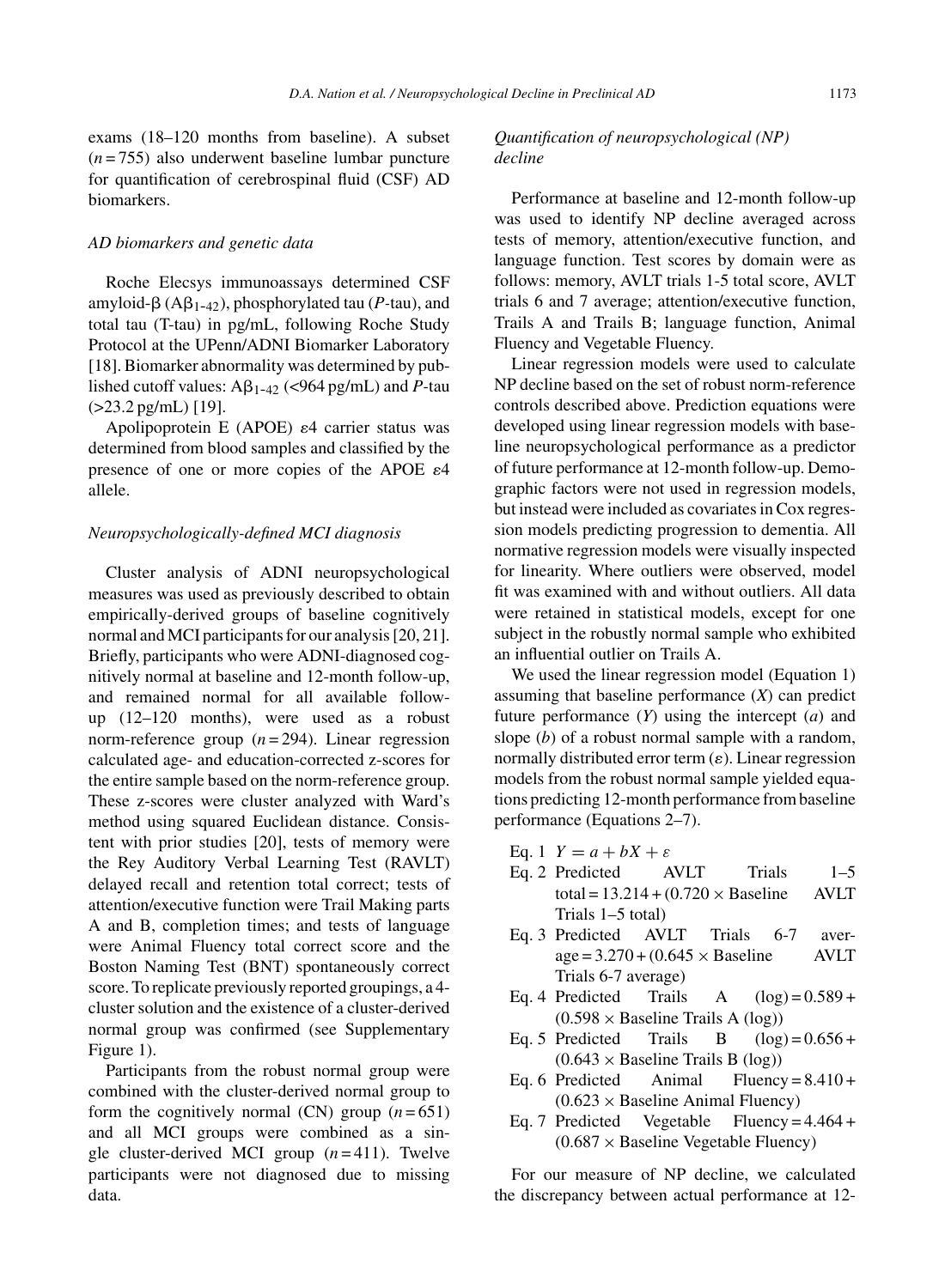exams (18–120 months from baseline). A subset ($n = 755$) also underwent baseline lumbar puncture for quantification of cerebrospinal fluid (CSF) AD biomarkers.

### *AD biomarkers and genetic data*

Roche Elecsys immunoassays determined CSF amyloid-β ($A\beta_{1\text{-}42}$), phosphorylated tau (*P*-tau), and total tau (T-tau) in pg/mL, following Roche Study Protocol at the UPenn/ADNI Biomarker Laboratory [18]. Biomarker abnormality was determined by published cutoff values: $A\beta_{1\text{-}42}$ (<964 pg/mL) and *P*-tau (>23.2 pg/mL) [19].

Apolipoprotein E (APOE) ε4 carrier status was determined from blood samples and classified by the presence of one or more copies of the APOE ε4 allele.

### *Neuropsychologically-defined MCI diagnosis*

Cluster analysis of ADNI neuropsychological measures was used as previously described to obtain empirically-derived groups of baseline cognitively normal and MCI participants for our analysis [20, 21]. Briefly, participants who were ADNI-diagnosed cognitively normal at baseline and 12-month follow-up, and remained normal for all available follow-up (12–120 months), were used as a robust norm-reference group ($n = 294$). Linear regression calculated age- and education-corrected z-scores for the entire sample based on the norm-reference group. These z-scores were cluster analyzed with Ward's method using squared Euclidean distance. Consistent with prior studies [20], tests of memory were the Rey Auditory Verbal Learning Test (RAVLT) delayed recall and retention total correct; tests of attention/executive function were Trail Making parts A and B, completion times; and tests of language were Animal Fluency total correct score and the Boston Naming Test (BNT) spontaneously correct score. To replicate previously reported groupings, a 4-cluster solution and the existence of a cluster-derived normal group was confirmed (see Supplementary Figure 1).

Participants from the robust normal group were combined with the cluster-derived normal group to form the cognitively normal (CN) group ($n = 651$) and all MCI groups were combined as a single cluster-derived MCI group ($n = 411$). Twelve participants were not diagnosed due to missing data.

### *Quantification of neuropsychological (NP) decline*

Performance at baseline and 12-month follow-up was used to identify NP decline averaged across tests of memory, attention/executive function, and language function. Test scores by domain were as follows: memory, AVLT trials 1-5 total score, AVLT trials 6 and 7 average; attention/executive function, Trails A and Trails B; language function, Animal Fluency and Vegetable Fluency.

Linear regression models were used to calculate NP decline based on the set of robust norm-reference controls described above. Prediction equations were developed using linear regression models with baseline neuropsychological performance as a predictor of future performance at 12-month follow-up. Demographic factors were not used in regression models, but instead were included as covariates in Cox regression models predicting progression to dementia. All normative regression models were visually inspected for linearity. Where outliers were observed, model fit was examined with and without outliers. All data were retained in statistical models, except for one subject in the robustly normal sample who exhibited an influential outlier on Trails A.

We used the linear regression model (Equation 1) assuming that baseline performance ($X$) can predict future performance ($Y$) using the intercept ($a$) and slope ($b$) of a robust normal sample with a random, normally distributed error term ($\varepsilon$). Linear regression models from the robust normal sample yielded equations predicting 12-month performance from baseline performance (Equations 2–7).

- Eq. 1 $Y = a + bX + \varepsilon$
- Eq. 2 Predicted AVLT Trials 1–5 total = 13.214 + (0.720 × Baseline AVLT Trials 1–5 total)
- Eq. 3 Predicted AVLT Trials 6-7 average = 3.270 + (0.645 × Baseline AVLT Trials 6-7 average)
- Eq. 4 Predicted Trails A (log) = 0.589 + (0.598 × Baseline Trails A (log))
- Eq. 5 Predicted Trails B (log) = 0.656 + (0.643 × Baseline Trails B (log))
- Eq. 6 Predicted Animal Fluency = 8.410 + (0.623 × Baseline Animal Fluency)
- Eq. 7 Predicted Vegetable Fluency = 4.464 + (0.687 × Baseline Vegetable Fluency)

For our measure of NP decline, we calculated the discrepancy between actual performance at 12-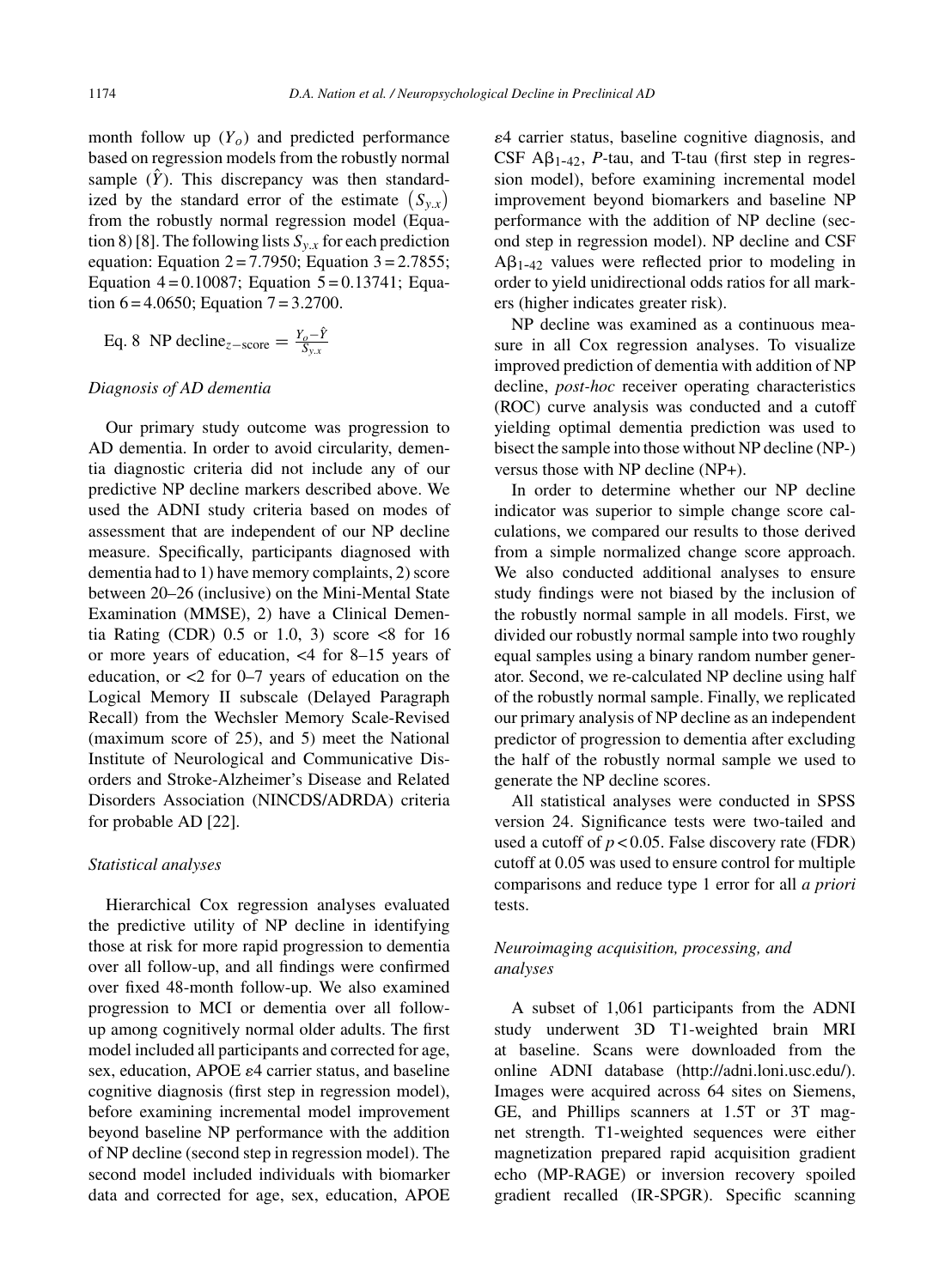month follow up ($Y_o$) and predicted performance based on regression models from the robustly normal sample ($\hat{Y}$). This discrepancy was then standardized by the standard error of the estimate $\left(S_{y.x}\right)$ from the robustly normal regression model (Equation 8) [8]. The following lists $S_{y.x}$ for each prediction equation: Equation 2 = 7.7950; Equation 3 = 2.7855; Equation 4 = 0.10087; Equation 5 = 0.13741; Equation 6 = 4.0650; Equation 7 = 3.2700.

$$\text{Eq. 8} \quad \text{NP decline}_{z-\text{score}} = \frac{Y_o - \hat{Y}}{S_{y.x}}$$

### *Diagnosis of AD dementia*

Our primary study outcome was progression to AD dementia. In order to avoid circularity, dementia diagnostic criteria did not include any of our predictive NP decline markers described above. We used the ADNI study criteria based on modes of assessment that are independent of our NP decline measure. Specifically, participants diagnosed with dementia had to 1) have memory complaints, 2) score between 20–26 (inclusive) on the Mini-Mental State Examination (MMSE), 2) have a Clinical Dementia Rating (CDR) 0.5 or 1.0, 3) score <8 for 16 or more years of education, <4 for 8–15 years of education, or <2 for 0–7 years of education on the Logical Memory II subscale (Delayed Paragraph Recall) from the Wechsler Memory Scale-Revised (maximum score of 25), and 5) meet the National Institute of Neurological and Communicative Disorders and Stroke-Alzheimer's Disease and Related Disorders Association (NINCDS/ADRDA) criteria for probable AD [22].

### *Statistical analyses*

Hierarchical Cox regression analyses evaluated the predictive utility of NP decline in identifying those at risk for more rapid progression to dementia over all follow-up, and all findings were confirmed over fixed 48-month follow-up. We also examined progression to MCI or dementia over all follow-up among cognitively normal older adults. The first model included all participants and corrected for age, sex, education, APOE $\varepsilon$4 carrier status, and baseline cognitive diagnosis (first step in regression model), before examining incremental model improvement beyond baseline NP performance with the addition of NP decline (second step in regression model). The second model included individuals with biomarker data and corrected for age, sex, education, APOE $\varepsilon$4 carrier status, baseline cognitive diagnosis, and CSF $A\beta_{1\text{-}42}$, *P*-tau, and T-tau (first step in regression model), before examining incremental model improvement beyond biomarkers and baseline NP performance with the addition of NP decline (second step in regression model). NP decline and CSF $A\beta_{1\text{-}42}$ values were reflected prior to modeling in order to yield unidirectional odds ratios for all markers (higher indicates greater risk).

NP decline was examined as a continuous measure in all Cox regression analyses. To visualize improved prediction of dementia with addition of NP decline, *post-hoc* receiver operating characteristics (ROC) curve analysis was conducted and a cutoff yielding optimal dementia prediction was used to bisect the sample into those without NP decline (NP-) versus those with NP decline (NP+).

In order to determine whether our NP decline indicator was superior to simple change score calculations, we compared our results to those derived from a simple normalized change score approach. We also conducted additional analyses to ensure study findings were not biased by the inclusion of the robustly normal sample in all models. First, we divided our robustly normal sample into two roughly equal samples using a binary random number generator. Second, we re-calculated NP decline using half of the robustly normal sample. Finally, we replicated our primary analysis of NP decline as an independent predictor of progression to dementia after excluding the half of the robustly normal sample we used to generate the NP decline scores.

All statistical analyses were conducted in SPSS version 24. Significance tests were two-tailed and used a cutoff of $p < 0.05$. False discovery rate (FDR) cutoff at 0.05 was used to ensure control for multiple comparisons and reduce type 1 error for all *a priori* tests.

### *Neuroimaging acquisition, processing, and analyses*

A subset of 1,061 participants from the ADNI study underwent 3D T1-weighted brain MRI at baseline. Scans were downloaded from the online ADNI database (http://adni.loni.usc.edu/). Images were acquired across 64 sites on Siemens, GE, and Phillips scanners at 1.5T or 3T magnet strength. T1-weighted sequences were either magnetization prepared rapid acquisition gradient echo (MP-RAGE) or inversion recovery spoiled gradient recalled (IR-SPGR). Specific scanning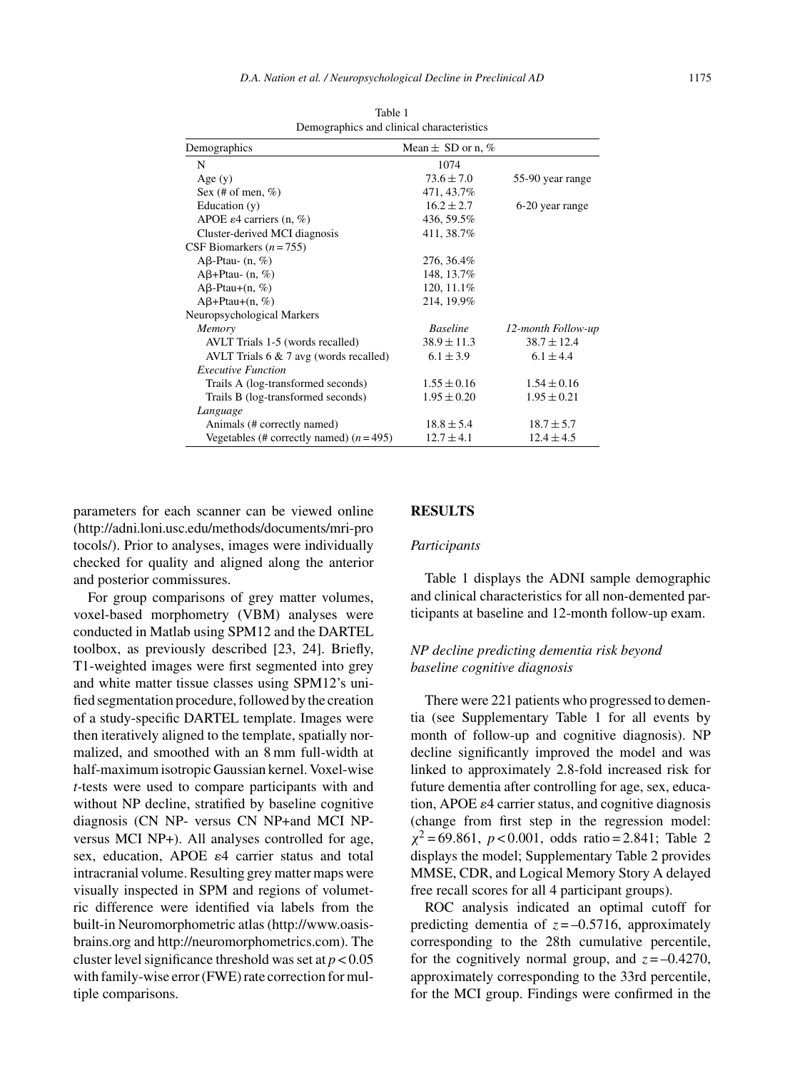Table 1
Demographics and clinical characteristics

| Demographics | Mean ± SD or n, % | |
|---|---|---|
| N | 1074 | |
| Age (y) | 73.6 ± 7.0 | 55-90 year range |
| Sex (# of men, %) | 471, 43.7% | |
| Education (y) | 16.2 ± 2.7 | 6-20 year range |
| APOE $\varepsilon$4 carriers (n, %) | 436, 59.5% | |
| Cluster-derived MCI diagnosis | 411, 38.7% | |
| CSF Biomarkers ($n$ = 755) | | |
| Aβ-Ptau- (n, %) | 276, 36.4% | |
| Aβ+Ptau- (n, %) | 148, 13.7% | |
| Aβ-Ptau+(n, %) | 120, 11.1% | |
| Aβ+Ptau+(n, %) | 214, 19.9% | |
| Neuropsychological Markers | | |
| *Memory* | *Baseline* | *12-month Follow-up* |
| AVLT Trials 1-5 (words recalled) | 38.9 ± 11.3 | 38.7 ± 12.4 |
| AVLT Trials 6 & 7 avg (words recalled) | 6.1 ± 3.9 | 6.1 ± 4.4 |
| *Executive Function* | | |
| Trails A (log-transformed seconds) | 1.55 ± 0.16 | 1.54 ± 0.16 |
| Trails B (log-transformed seconds) | 1.95 ± 0.20 | 1.95 ± 0.21 |
| *Language* | | |
| Animals (# correctly named) | 18.8 ± 5.4 | 18.7 ± 5.7 |
| Vegetables (# correctly named) ($n$ = 495) | 12.7 ± 4.1 | 12.4 ± 4.5 |

parameters for each scanner can be viewed online (http://adni.loni.usc.edu/methods/documents/mri-protocols/). Prior to analyses, images were individually checked for quality and aligned along the anterior and posterior commissures.

For group comparisons of grey matter volumes, voxel-based morphometry (VBM) analyses were conducted in Matlab using SPM12 and the DARTEL toolbox, as previously described [23, 24]. Briefly, T1-weighted images were first segmented into grey and white matter tissue classes using SPM12's unified segmentation procedure, followed by the creation of a study-specific DARTEL template. Images were then iteratively aligned to the template, spatially normalized, and smoothed with an 8 mm full-width at half-maximum isotropic Gaussian kernel. Voxel-wise *t*-tests were used to compare participants with and without NP decline, stratified by baseline cognitive diagnosis (CN NP- versus CN NP+and MCI NP- versus MCI NP+). All analyses controlled for age, sex, education, APOE $\varepsilon$4 carrier status and total intracranial volume. Resulting grey matter maps were visually inspected in SPM and regions of volumetric difference were identified via labels from the built-in Neuromorphometric atlas (http://www.oasis-brains.org and http://neuromorphometrics.com). The cluster level significance threshold was set at $p < 0.05$ with family-wise error (FWE) rate correction for multiple comparisons.

## RESULTS

### *Participants*

Table 1 displays the ADNI sample demographic and clinical characteristics for all non-demented participants at baseline and 12-month follow-up exam.

### *NP decline predicting dementia risk beyond baseline cognitive diagnosis*

There were 221 patients who progressed to dementia (see Supplementary Table 1 for all events by month of follow-up and cognitive diagnosis). NP decline significantly improved the model and was linked to approximately 2.8-fold increased risk for future dementia after controlling for age, sex, education, APOE $\varepsilon$4 carrier status, and cognitive diagnosis (change from first step in the regression model: $\chi^2 = 69.861$, $p < 0.001$, odds ratio = 2.841; Table 2 displays the model; Supplementary Table 2 provides MMSE, CDR, and Logical Memory Story A delayed free recall scores for all 4 participant groups).

ROC analysis indicated an optimal cutoff for predicting dementia of $z = -0.5716$, approximately corresponding to the 28th cumulative percentile, for the cognitively normal group, and $z = -0.4270$, approximately corresponding to the 33rd percentile, for the MCI group. Findings were confirmed in the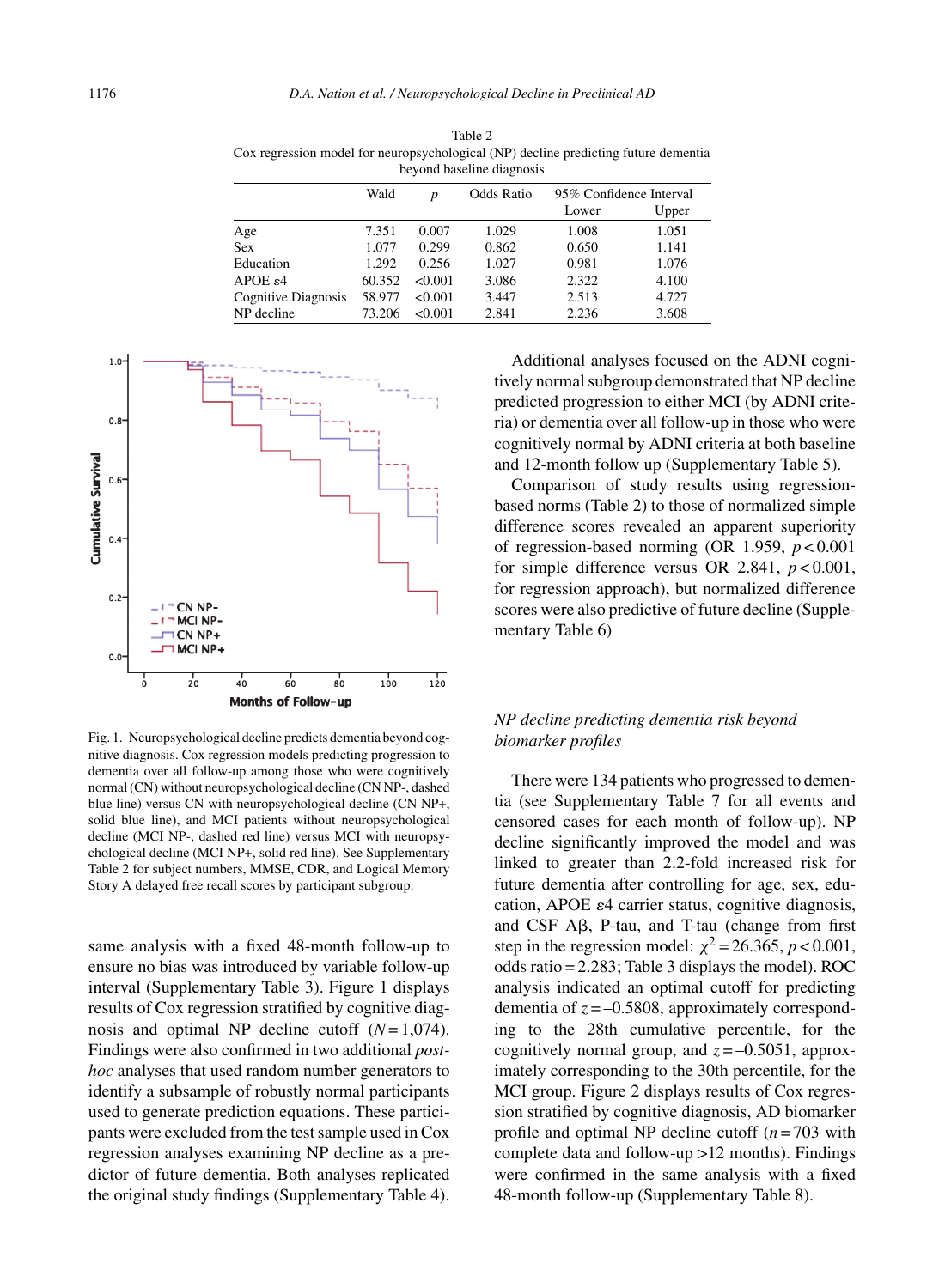Table 2
Cox regression model for neuropsychological (NP) decline predicting future dementia beyond baseline diagnosis

| | Wald | $p$ | Odds Ratio | 95% Confidence Interval | |
|---|---|---|---|---|---|
| | | | | Lower | Upper |
| Age | 7.351 | 0.007 | 1.029 | 1.008 | 1.051 |
| Sex | 1.077 | 0.299 | 0.862 | 0.650 | 1.141 |
| Education | 1.292 | 0.256 | 1.027 | 0.981 | 1.076 |
| APOE ε4 | 60.352 | <0.001 | 3.086 | 2.322 | 4.100 |
| Cognitive Diagnosis | 58.977 | <0.001 | 3.447 | 2.513 | 4.727 |
| NP decline | 73.206 | <0.001 | 2.841 | 2.236 | 3.608 |

Fig. 1. Neuropsychological decline predicts dementia beyond cognitive diagnosis. Cox regression models predicting progression to dementia over all follow-up among those who were cognitively normal (CN) without neuropsychological decline (CN NP-, dashed blue line) versus CN with neuropsychological decline (CN NP+, solid blue line), and MCI participants without neuropsychological decline (MCI NP-, dashed red line) versus MCI with neuropsychological decline (MCI NP+, solid red line). See Supplementary Table 2 for subject numbers, MMSE, CDR, and Logical Memory Story A delayed free recall scores by participant subgroup.

same analysis with a fixed 48-month follow-up to ensure no bias was introduced by variable follow-up interval (Supplementary Table 3). Figure 1 displays results of Cox regression stratified by cognitive diagnosis and optimal NP decline cutoff ($N$ = 1,074). Findings were also confirmed in two additional *post-hoc* analyses that used random number generators to identify a subsample of robustly normal participants used to generate prediction equations. These participants were excluded from the test sample used in Cox regression analyses examining NP decline as a predictor of future dementia. Both analyses replicated the original study findings (Supplementary Table 4).

Additional analyses focused on the ADNI cognitively normal subgroup demonstrated that NP decline predicted progression to either MCI (by ADNI criteria) or dementia over all follow-up in those who were cognitively normal by ADNI criteria at both baseline and 12-month follow up (Supplementary Table 5).

Comparison of study results using regression-based norms (Table 2) to those of normalized simple difference scores revealed an apparent superiority of regression-based norming (OR 1.959, $p < 0.001$ for simple difference versus OR 2.841, $p < 0.001$, for regression approach), but normalized difference scores were also predictive of future decline (Supplementary Table 6)

### *NP decline predicting dementia risk beyond biomarker profiles*

There were 134 patients who progressed to dementia (see Supplementary Table 7 for all events and censored cases for each month of follow-up). NP decline significantly improved the model and was linked to greater than 2.2-fold increased risk for future dementia after controlling for age, sex, education, APOE ε4 carrier status, cognitive diagnosis, and CSF Aβ, P-tau, and T-tau (change from first step in the regression model: $\chi^2 = 26.365$, $p < 0.001$, odds ratio = 2.283; Table 3 displays the model). ROC analysis indicated an optimal cutoff for predicting dementia of $z = -0.5808$, approximately corresponding to the 28th cumulative percentile, for the cognitively normal group, and $z = -0.5051$, approximately corresponding to the 30th percentile, for the MCI group. Figure 2 displays results of Cox regression stratified by cognitive diagnosis, AD biomarker profile and optimal NP decline cutoff ($n$ = 703 with complete data and follow-up >12 months). Findings were confirmed in the same analysis with a fixed 48-month follow-up (Supplementary Table 8).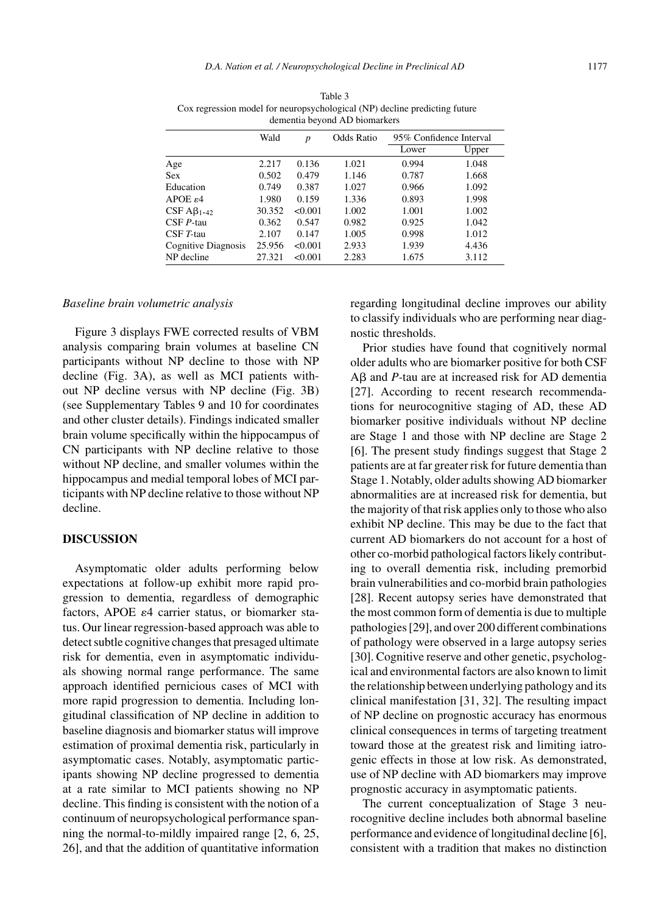Table 3
Cox regression model for neuropsychological (NP) decline predicting future dementia beyond AD biomarkers

| | Wald | $p$ | Odds Ratio | 95% Confidence Interval | |
|---|---|---|---|---|---|
| | | | | Lower | Upper |
| Age | 2.217 | 0.136 | 1.021 | 0.994 | 1.048 |
| Sex | 0.502 | 0.479 | 1.146 | 0.787 | 1.668 |
| Education | 0.749 | 0.387 | 1.027 | 0.966 | 1.092 |
| APOE $\varepsilon$4 | 1.980 | 0.159 | 1.336 | 0.893 | 1.998 |
| CSF $A\beta_{1-42}$ | 30.352 | <0.001 | 1.002 | 1.001 | 1.002 |
| CSF *P*-tau | 0.362 | 0.547 | 0.982 | 0.925 | 1.042 |
| CSF *T*-tau | 2.107 | 0.147 | 1.005 | 0.998 | 1.012 |
| Cognitive Diagnosis | 25.956 | <0.001 | 2.933 | 1.939 | 4.436 |
| NP decline | 27.321 | <0.001 | 2.283 | 1.675 | 3.112 |

*Baseline brain volumetric analysis*

Figure 3 displays FWE corrected results of VBM analysis comparing brain volumes at baseline CN participants without NP decline to those with NP decline (Fig. 3A), as well as MCI patients without NP decline versus with NP decline (Fig. 3B) (see Supplementary Tables 9 and 10 for coordinates and other cluster details). Findings indicated smaller brain volume specifically within the hippocampus of CN participants with NP decline relative to those without NP decline, and smaller volumes within the hippocampus and medial temporal lobes of MCI participants with NP decline relative to those without NP decline.

## DISCUSSION

Asymptomatic older adults performing below expectations at follow-up exhibit more rapid progression to dementia, regardless of demographic factors, APOE $\varepsilon$4 carrier status, or biomarker status. Our linear regression-based approach was able to detect subtle cognitive changes that presaged ultimate risk for dementia, even in asymptomatic individuals showing normal range performance. The same approach identified pernicious cases of MCI with more rapid progression to dementia. Including longitudinal classification of NP decline in addition to baseline diagnosis and biomarker status will improve estimation of proximal dementia risk, particularly in asymptomatic cases. Notably, asymptomatic participants showing NP decline progressed to dementia at a rate similar to MCI patients showing no NP decline. This finding is consistent with the notion of a continuum of neuropsychological performance spanning the normal-to-mildly impaired range [2, 6, 25, 26], and that the addition of quantitative information regarding longitudinal decline improves our ability to classify individuals who are performing near diagnostic thresholds.

Prior studies have found that cognitively normal older adults who are biomarker positive for both CSF $A\beta$ and *P*-tau are at increased risk for AD dementia [27]. According to recent research recommendations for neurocognitive staging of AD, these AD biomarker positive individuals without NP decline are Stage 1 and those with NP decline are Stage 2 [6]. The present study findings suggest that Stage 2 patients are at far greater risk for future dementia than Stage 1. Notably, older adults showing AD biomarker abnormalities are at increased risk for dementia, but the majority of that risk applies only to those who also exhibit NP decline. This may be due to the fact that current AD biomarkers do not account for a host of other co-morbid pathological factors likely contributing to overall dementia risk, including premorbid brain vulnerabilities and co-morbid brain pathologies [28]. Recent autopsy series have demonstrated that the most common form of dementia is due to multiple pathologies [29], and over 200 different combinations of pathology were observed in a large autopsy series [30]. Cognitive reserve and other genetic, psychological and environmental factors are also known to limit the relationship between underlying pathology and its clinical manifestation [31, 32]. The resulting impact of NP decline on prognostic accuracy has enormous clinical consequences in terms of targeting treatment toward those at the greatest risk and limiting iatrogenic effects in those at low risk. As demonstrated, use of NP decline with AD biomarkers may improve prognostic accuracy in asymptomatic patients.

The current conceptualization of Stage 3 neurocognitive decline includes both abnormal baseline performance and evidence of longitudinal decline [6], consistent with a tradition that makes no distinction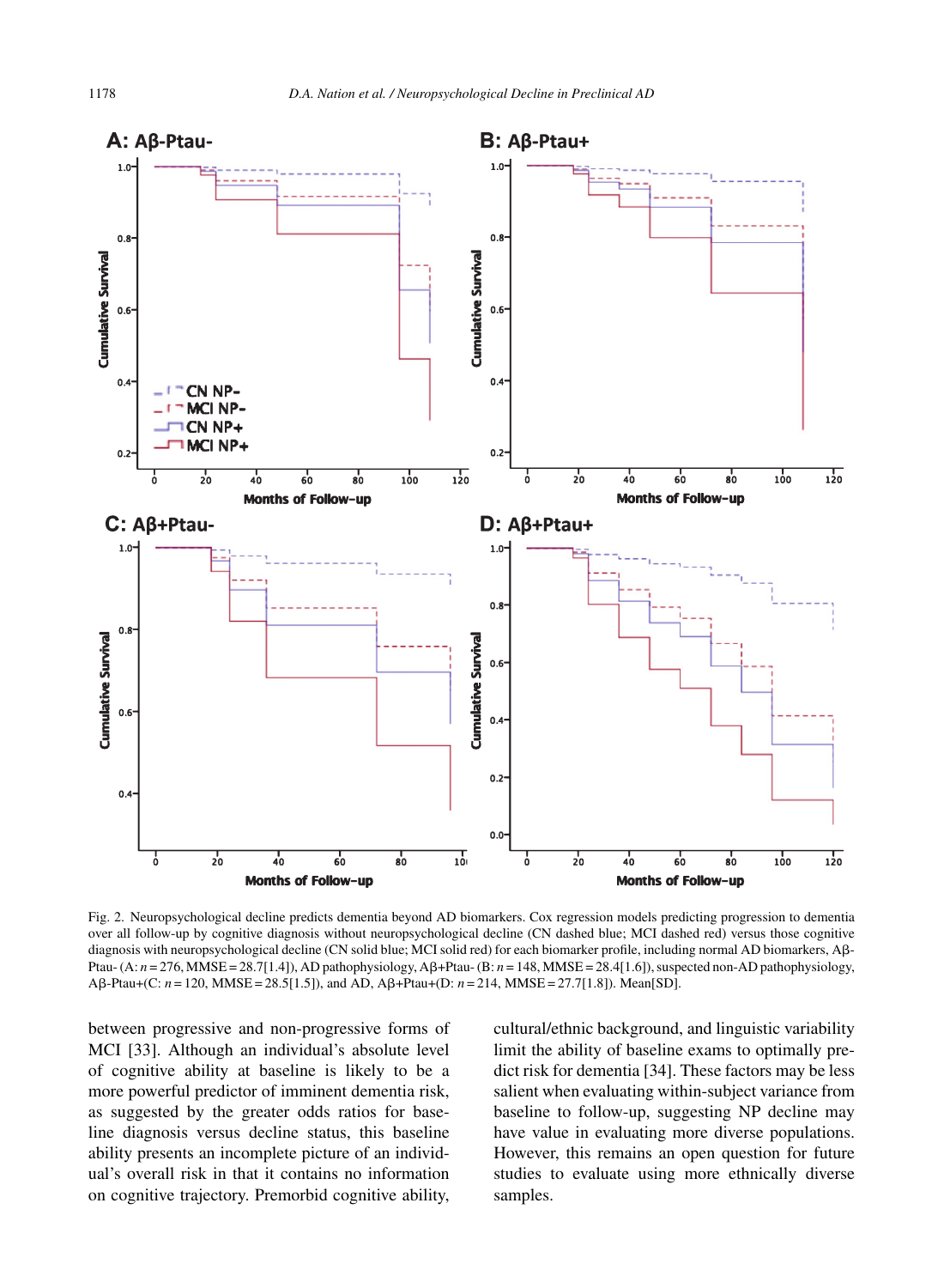Fig. 2. Neuropsychological decline predicts dementia beyond AD biomarkers. Cox regression models predicting progression to dementia over all follow-up by cognitive diagnosis without neuropsychological decline (CN dashed blue; MCI dashed red) versus those cognitive diagnosis with neuropsychological decline (CN solid blue; MCI solid red) for each biomarker profile, including normal AD biomarkers, Aβ-Ptau- (A: $n = 276$, MMSE = 28.7[1.4]), AD pathophysiology, Aβ+Ptau- (B: $n = 148$, MMSE = 28.4[1.6]), suspected non-AD pathophysiology, Aβ-Ptau+(C: $n = 120$, MMSE = 28.5[1.5]), and AD, Aβ+Ptau+(D: $n = 214$, MMSE = 27.7[1.8]). Mean[SD].

between progressive and non-progressive forms of MCI [33]. Although an individual's absolute level of cognitive ability at baseline is likely to be a more powerful predictor of imminent dementia risk, as suggested by the greater odds ratios for baseline diagnosis versus decline status, this baseline ability presents an incomplete picture of an individual's overall risk in that it contains no information on cognitive trajectory. Premorbid cognitive ability, cultural/ethnic background, and linguistic variability limit the ability of baseline exams to optimally predict risk for dementia [34]. These factors may be less salient when evaluating within-subject variance from baseline to follow-up, suggesting NP decline may have value in evaluating more diverse populations. However, this remains an open question for future studies to evaluate using more ethnically diverse samples.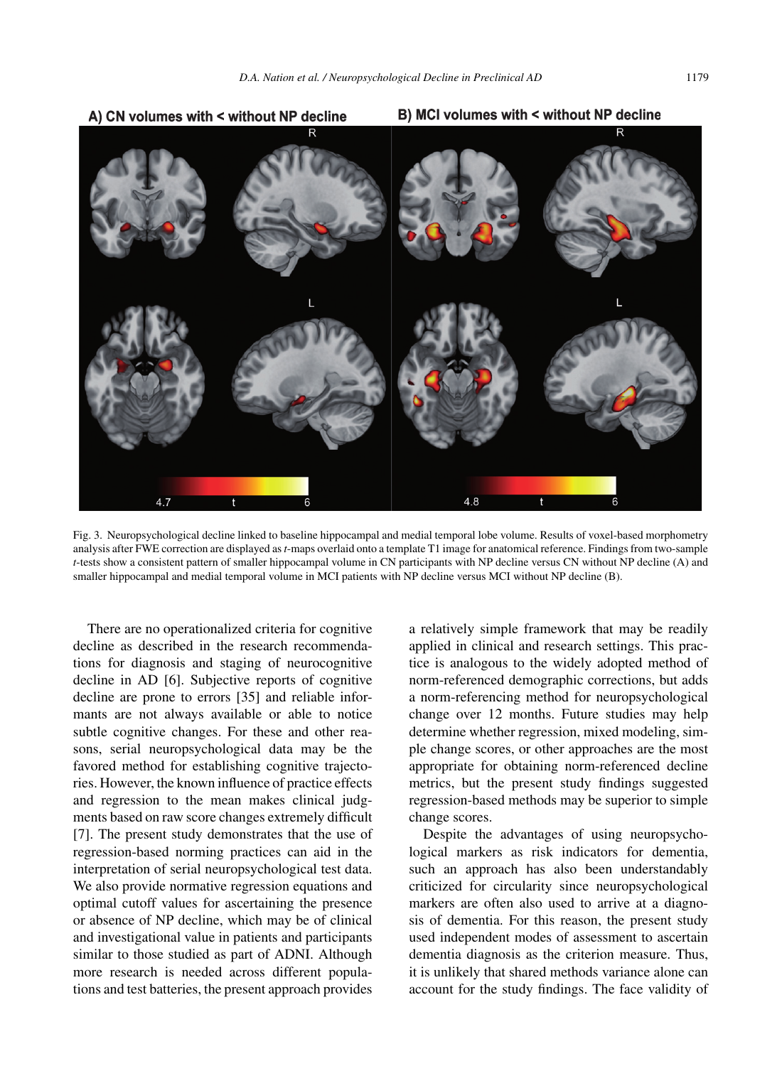Fig. 3. Neuropsychological decline linked to baseline hippocampal and medial temporal lobe volume. Results of voxel-based morphometry analysis after FWE correction are displayed as *t*-maps overlaid onto a template T1 image for anatomical reference. Findings from two-sample *t*-tests show a consistent pattern of smaller hippocampal volume in CN participants with NP decline versus CN without NP decline (A) and smaller hippocampal and medial temporal volume in MCI patients with NP decline versus MCI without NP decline (B).

There are no operationalized criteria for cognitive decline as described in the research recommendations for diagnosis and staging of neurocognitive decline in AD [6]. Subjective reports of cognitive decline are prone to errors [35] and reliable informants are not always available or able to notice subtle cognitive changes. For these and other reasons, serial neuropsychological data may be the favored method for establishing cognitive trajectories. However, the known influence of practice effects and regression to the mean makes clinical judgments based on raw score changes extremely difficult [7]. The present study demonstrates that the use of regression-based norming practices can aid in the interpretation of serial neuropsychological test data. We also provide normative regression equations and optimal cutoff values for ascertaining the presence or absence of NP decline, which may be of clinical and investigational value in patients and participants similar to those studied as part of ADNI. Although more research is needed across different populations and test batteries, the present approach provides a relatively simple framework that may be readily applied in clinical and research settings. This practice is analogous to the widely adopted method of norm-referenced demographic corrections, but adds a norm-referencing method for neuropsychological change over 12 months. Future studies may help determine whether regression, mixed modeling, simple change scores, or other approaches are the most appropriate for obtaining norm-referenced decline metrics, but the present study findings suggested regression-based methods may be superior to simple change scores.

Despite the advantages of using neuropsychological markers as risk indicators for dementia, such an approach has also been understandably criticized for circularity since neuropsychological markers are often also used to arrive at a diagnosis of dementia. For this reason, the present study used independent modes of assessment to ascertain dementia diagnosis as the criterion measure. Thus, it is unlikely that shared methods variance alone can account for the study findings. The face validity of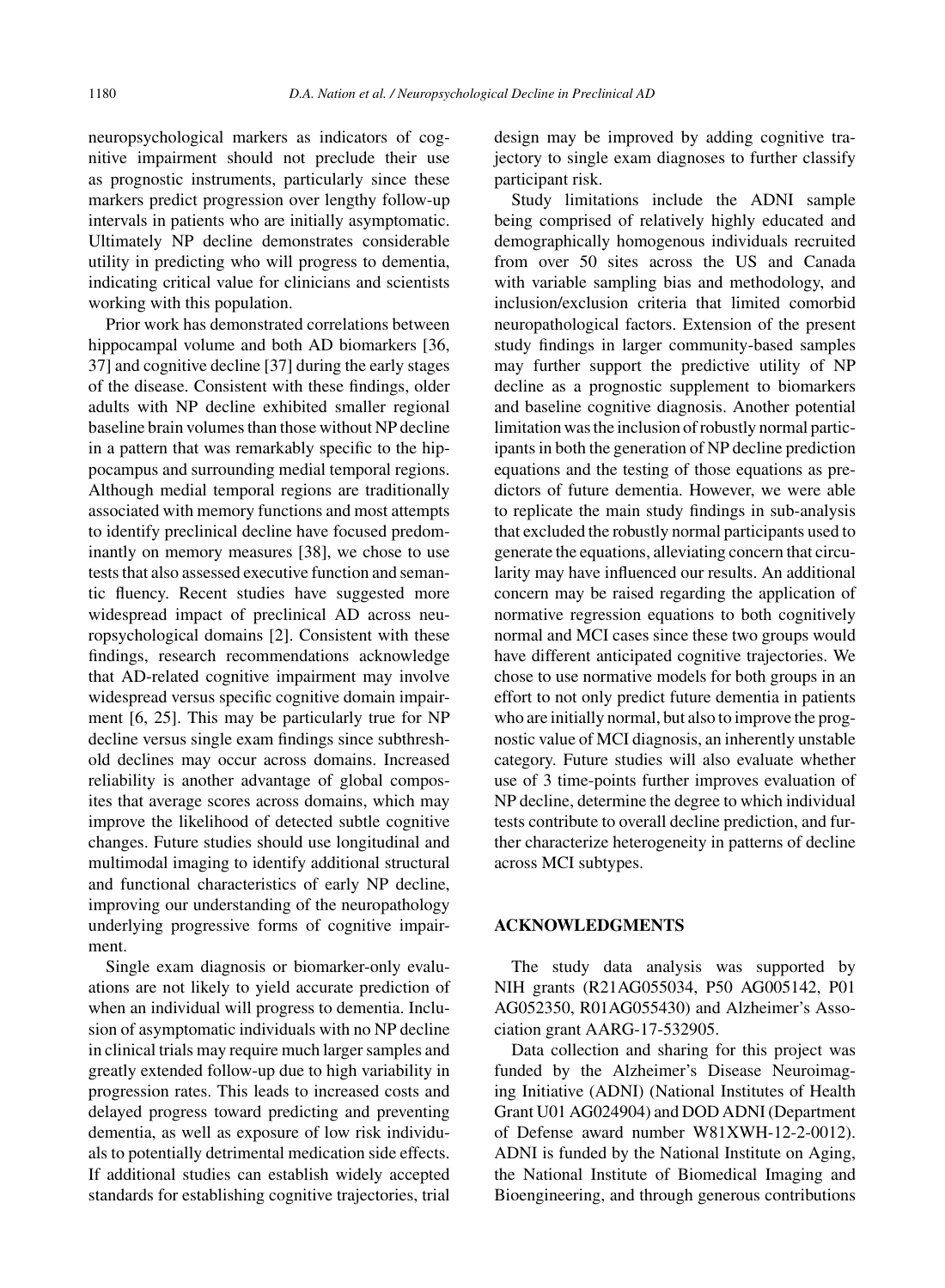neuropsychological markers as indicators of cognitive impairment should not preclude their use as prognostic instruments, particularly since these markers predict progression over lengthy follow-up intervals in patients who are initially asymptomatic. Ultimately NP decline demonstrates considerable utility in predicting who will progress to dementia, indicating critical value for clinicians and scientists working with this population.

Prior work has demonstrated correlations between hippocampal volume and both AD biomarkers [36, 37] and cognitive decline [37] during the early stages of the disease. Consistent with these findings, older adults with NP decline exhibited smaller regional baseline brain volumes than those without NP decline in a pattern that was remarkably specific to the hippocampus and surrounding medial temporal regions. Although medial temporal regions are traditionally associated with memory functions and most attempts to identify preclinical decline have focused predominantly on memory measures [38], we chose to use tests that also assessed executive function and semantic fluency. Recent studies have suggested more widespread impact of preclinical AD across neuropsychological domains [2]. Consistent with these findings, research recommendations acknowledge that AD-related cognitive impairment may involve widespread versus specific cognitive domain impairment [6, 25]. This may be particularly true for NP decline versus single exam findings since subthreshold declines may occur across domains. Increased reliability is another advantage of global composites that average scores across domains, which may improve the likelihood of detected subtle cognitive changes. Future studies should use longitudinal and multimodal imaging to identify additional structural and functional characteristics of early NP decline, improving our understanding of the neuropathology underlying progressive forms of cognitive impairment.

Single exam diagnosis or biomarker-only evaluations are not likely to yield accurate prediction of when an individual will progress to dementia. Inclusion of asymptomatic individuals with no NP decline in clinical trials may require much larger samples and greatly extended follow-up due to high variability in progression rates. This leads to increased costs and delayed progress toward predicting and preventing dementia, as well as exposure of low risk individuals to potentially detrimental medication side effects. If additional studies can establish widely accepted standards for establishing cognitive trajectories, trial design may be improved by adding cognitive trajectory to single exam diagnoses to further classify participant risk.

Study limitations include the ADNI sample being comprised of relatively highly educated and demographically homogenous individuals recruited from over 50 sites across the US and Canada with variable sampling bias and methodology, and inclusion/exclusion criteria that limited comorbid neuropathological factors. Extension of the present study findings in larger community-based samples may further support the predictive utility of NP decline as a prognostic supplement to biomarkers and baseline cognitive diagnosis. Another potential limitation was the inclusion of robustly normal participants in both the generation of NP decline prediction equations and the testing of those equations as predictors of future dementia. However, we were able to replicate the main study findings in sub-analysis that excluded the robustly normal participants used to generate the equations, alleviating concern that circularity may have influenced our results. An additional concern may be raised regarding the application of normative regression equations to both cognitively normal and MCI cases since these two groups would have different anticipated cognitive trajectories. We chose to use normative models for both groups in an effort to not only predict future dementia in patients who are initially normal, but also to improve the prognostic value of MCI diagnosis, an inherently unstable category. Future studies will also evaluate whether use of 3 time-points further improves evaluation of NP decline, determine the degree to which individual tests contribute to overall decline prediction, and further characterize heterogeneity in patterns of decline across MCI subtypes.

## ACKNOWLEDGMENTS

The study data analysis was supported by NIH grants (R21AG055034, P50 AG005142, P01 AG052350, R01AG055430) and Alzheimer's Association grant AARG-17-532905.

Data collection and sharing for this project was funded by the Alzheimer's Disease Neuroimaging Initiative (ADNI) (National Institutes of Health Grant U01 AG024904) and DOD ADNI (Department of Defense award number W81XWH-12-2-0012). ADNI is funded by the National Institute on Aging, the National Institute of Biomedical Imaging and Bioengineering, and through generous contributions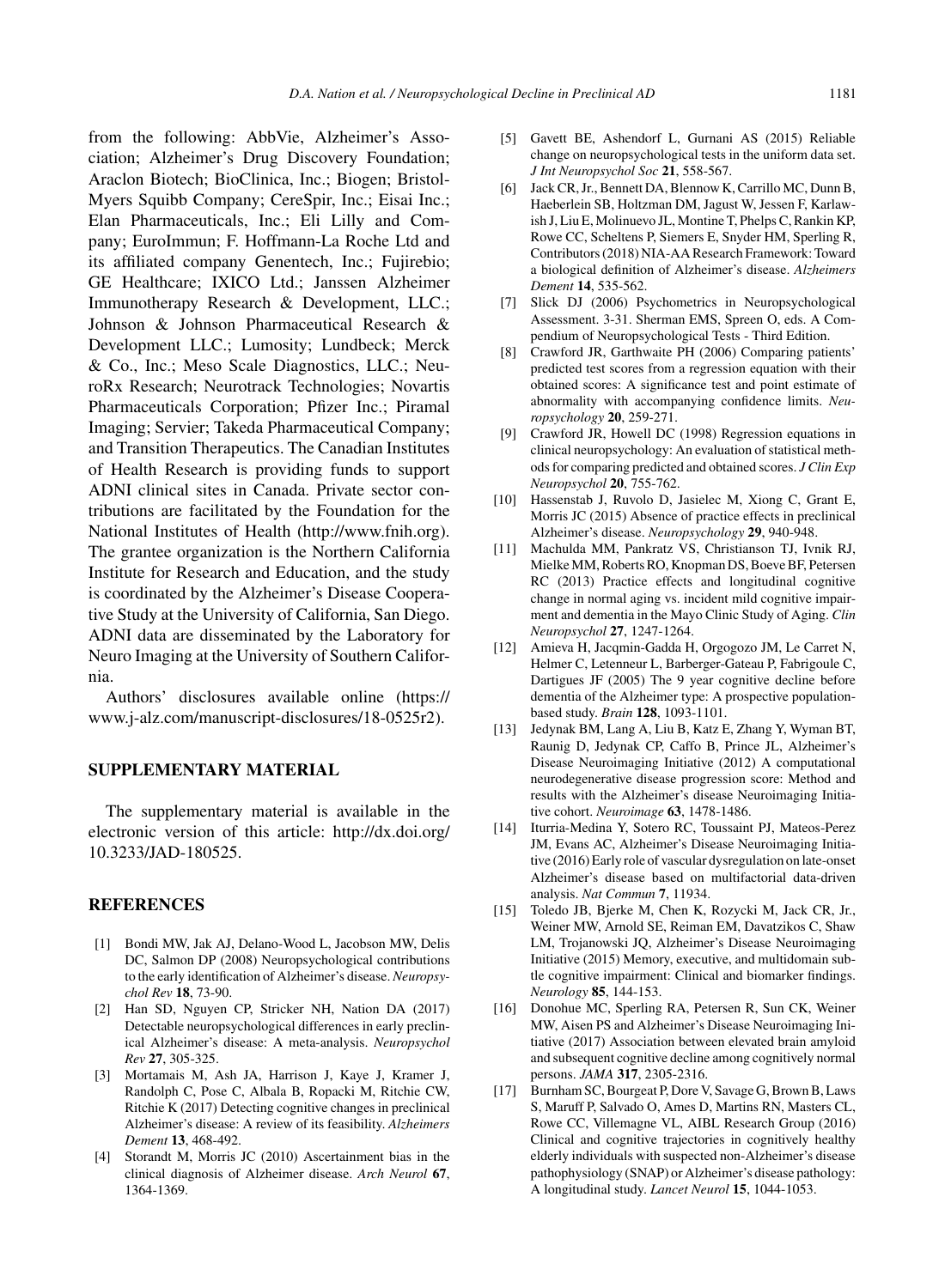from the following: AbbVie, Alzheimer's Association; Alzheimer's Drug Discovery Foundation; Araclon Biotech; BioClinica, Inc.; Biogen; Bristol-Myers Squibb Company; CereSpir, Inc.; Eisai Inc.; Elan Pharmaceuticals, Inc.; Eli Lilly and Company; EuroImmun; F. Hoffmann-La Roche Ltd and its affiliated company Genentech, Inc.; Fujirebio; GE Healthcare; IXICO Ltd.; Janssen Alzheimer Immunotherapy Research & Development, LLC.; Johnson & Johnson Pharmaceutical Research & Development LLC.; Lumosity; Lundbeck; Merck & Co., Inc.; Meso Scale Diagnostics, LLC.; NeuroRx Research; Neurotrack Technologies; Novartis Pharmaceuticals Corporation; Pfizer Inc.; Piramal Imaging; Servier; Takeda Pharmaceutical Company; and Transition Therapeutics. The Canadian Institutes of Health Research is providing funds to support ADNI clinical sites in Canada. Private sector contributions are facilitated by the Foundation for the National Institutes of Health (http://www.fnih.org). The grantee organization is the Northern California Institute for Research and Education, and the study is coordinated by the Alzheimer's Disease Cooperative Study at the University of California, San Diego. ADNI data are disseminated by the Laboratory for Neuro Imaging at the University of Southern California.

Authors' disclosures available online (https://www.j-alz.com/manuscript-disclosures/18-0525r2).

## SUPPLEMENTARY MATERIAL

The supplementary material is available in the electronic version of this article: http://dx.doi.org/10.3233/JAD-180525.

## REFERENCES

[1] Bondi MW, Jak AJ, Delano-Wood L, Jacobson MW, Delis DC, Salmon DP (2008) Neuropsychological contributions to the early identification of Alzheimer's disease. *Neuropsychol Rev* **18**, 73-90.

[2] Han SD, Nguyen CP, Stricker NH, Nation DA (2017) Detectable neuropsychological differences in early preclinical Alzheimer's disease: A meta-analysis. *Neuropsychol Rev* **27**, 305-325.

[3] Mortamais M, Ash JA, Harrison J, Kaye J, Kramer J, Randolph C, Pose C, Albala B, Ropacki M, Ritchie CW, Ritchie K (2017) Detecting cognitive changes in preclinical Alzheimer's disease: A review of its feasibility. *Alzheimers Dement* **13**, 468-492.

[4] Storandt M, Morris JC (2010) Ascertainment bias in the clinical diagnosis of Alzheimer disease. *Arch Neurol* **67**, 1364-1369.

[5] Gavett BE, Ashendorf L, Gurnani AS (2015) Reliable change on neuropsychological tests in the uniform data set. *J Int Neuropsychol Soc* **21**, 558-567.

[6] Jack CR, Jr., Bennett DA, Blennow K, Carrillo MC, Dunn B, Haeberlein SB, Holtzman DM, Jagust W, Jessen F, Karlawish J, Liu E, Molinuevo JL, Montine T, Phelps C, Rankin KP, Rowe CC, Scheltens P, Siemers E, Snyder HM, Sperling R, Contributors (2018) NIA-AA Research Framework: Toward a biological definition of Alzheimer's disease. *Alzheimers Dement* **14**, 535-562.

[7] Slick DJ (2006) Psychometrics in Neuropsychological Assessment. 3-31. Sherman EMS, Spreen O, eds. A Compendium of Neuropsychological Tests - Third Edition.

[8] Crawford JR, Garthwaite PH (2006) Comparing patients' predicted test scores from a regression equation with their obtained scores: A significance test and point estimate of abnormality with accompanying confidence limits. *Neuropsychology* **20**, 259-271.

[9] Crawford JR, Howell DC (1998) Regression equations in clinical neuropsychology: An evaluation of statistical methods for comparing predicted and obtained scores. *J Clin Exp Neuropsychol* **20**, 755-762.

[10] Hassenstab J, Ruvolo D, Jasielec M, Xiong C, Grant E, Morris JC (2015) Absence of practice effects in preclinical Alzheimer's disease. *Neuropsychology* **29**, 940-948.

[11] Machulda MM, Pankratz VS, Christianson TJ, Ivnik RJ, Mielke MM, Roberts RO, Knopman DS, Boeve BF, Petersen RC (2013) Practice effects and longitudinal cognitive change in normal aging vs. incident mild cognitive impairment and dementia in the Mayo Clinic Study of Aging. *Clin Neuropsychol* **27**, 1247-1264.

[12] Amieva H, Jacqmin-Gadda H, Orgogozo JM, Le Carret N, Helmer C, Letenneur L, Barberger-Gateau P, Fabrigoule C, Dartigues JF (2005) The 9 year cognitive decline before dementia of the Alzheimer type: A prospective population-based study. *Brain* **128**, 1093-1101.

[13] Jedynak BM, Lang A, Liu B, Katz E, Zhang Y, Wyman BT, Raunig D, Jedynak CP, Caffo B, Prince JL, Alzheimer's Disease Neuroimaging Initiative (2012) A computational neurodegenerative disease progression score: Method and results with the Alzheimer's disease Neuroimaging Initiative cohort. *Neuroimage* **63**, 1478-1486.

[14] Iturria-Medina Y, Sotero RC, Toussaint PJ, Mateos-Perez JM, Evans AC, Alzheimer's Disease Neuroimaging Initiative (2016) Early role of vascular dysregulation on late-onset Alzheimer's disease based on multifactorial data-driven analysis. *Nat Commun* **7**, 11934.

[15] Toledo JB, Bjerke M, Chen K, Rozycki M, Jack CR, Jr., Weiner MW, Arnold SE, Reiman EM, Davatzikos C, Shaw LM, Trojanowski JQ, Alzheimer's Disease Neuroimaging Initiative (2015) Memory, executive, and multidomain subtle cognitive impairment: Clinical and biomarker findings. *Neurology* **85**, 144-153.

[16] Donohue MC, Sperling RA, Petersen R, Sun CK, Weiner MW, Aisen PS and Alzheimer's Disease Neuroimaging Initiative (2017) Association between elevated brain amyloid and subsequent cognitive decline among cognitively normal persons. *JAMA* **317**, 2305-2316.

[17] Burnham SC, Bourgeat P, Dore V, Savage G, Brown B, Laws S, Maruff P, Salvado O, Ames D, Martins RN, Masters CL, Rowe CC, Villemagne VL, AIBL Research Group (2016) Clinical and cognitive trajectories in cognitively healthy elderly individuals with suspected non-Alzheimer's disease pathophysiology (SNAP) or Alzheimer's disease pathology: A longitudinal study. *Lancet Neurol* **15**, 1044-1053.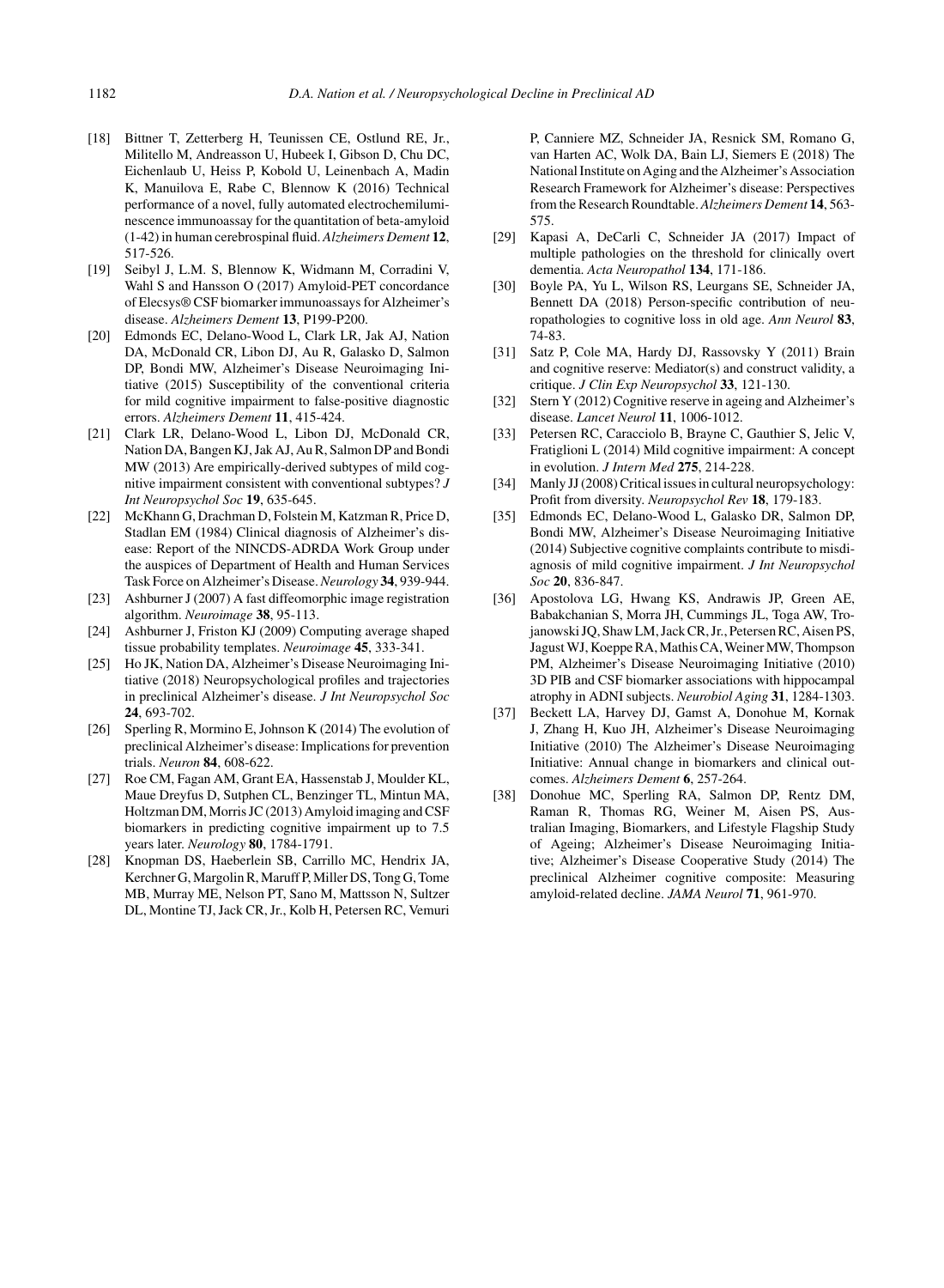[18] Bittner T, Zetterberg H, Teunissen CE, Ostlund RE, Jr., Militello M, Andreasson U, Hubeek I, Gibson D, Chu DC, Eichenlaub U, Heiss P, Kobold U, Leinenbach A, Madin K, Manuilova E, Rabe C, Blennow K (2016) Technical performance of a novel, fully automated electrochemiluminescence immunoassay for the quantitation of beta-amyloid (1-42) in human cerebrospinal fluid. *Alzheimers Dement* **12**, 517-526.

[19] Seibyl J, L.M. S, Blennow K, Widmann M, Corradini V, Wahl S and Hansson O (2017) Amyloid-PET concordance of Elecsys® CSF biomarker immunoassays for Alzheimer's disease. *Alzheimers Dement* **13**, P199-P200.

[20] Edmonds EC, Delano-Wood L, Clark LR, Jak AJ, Nation DA, McDonald CR, Libon DJ, Au R, Galasko D, Salmon DP, Bondi MW, Alzheimer's Disease Neuroimaging Initiative (2015) Susceptibility of the conventional criteria for mild cognitive impairment to false-positive diagnostic errors. *Alzheimers Dement* **11**, 415-424.

[21] Clark LR, Delano-Wood L, Libon DJ, McDonald CR, Nation DA, Bangen KJ, Jak AJ, Au R, Salmon DP and Bondi MW (2013) Are empirically-derived subtypes of mild cognitive impairment consistent with conventional subtypes? *J Int Neuropsychol Soc* **19**, 635-645.

[22] McKhann G, Drachman D, Folstein M, Katzman R, Price D, Stadlan EM (1984) Clinical diagnosis of Alzheimer's disease: Report of the NINCDS-ADRDA Work Group under the auspices of Department of Health and Human Services Task Force on Alzheimer's Disease. *Neurology* **34**, 939-944.

[23] Ashburner J (2007) A fast diffeomorphic image registration algorithm. *Neuroimage* **38**, 95-113.

[24] Ashburner J, Friston KJ (2009) Computing average shaped tissue probability templates. *Neuroimage* **45**, 333-341.

[25] Ho JK, Nation DA, Alzheimer's Disease Neuroimaging Initiative (2018) Neuropsychological profiles and trajectories in preclinical Alzheimer's disease. *J Int Neuropsychol Soc* **24**, 693-702.

[26] Sperling R, Mormino E, Johnson K (2014) The evolution of preclinical Alzheimer's disease: Implications for prevention trials. *Neuron* **84**, 608-622.

[27] Roe CM, Fagan AM, Grant EA, Hassenstab J, Moulder KL, Maue Dreyfus D, Sutphen CL, Benzinger TL, Mintun MA, Holtzman DM, Morris JC (2013) Amyloid imaging and CSF biomarkers in predicting cognitive impairment up to 7.5 years later. *Neurology* **80**, 1784-1791.

[28] Knopman DS, Haeberlein SB, Carrillo MC, Hendrix JA, Kerchner G, Margolin R, Maruff P, Miller DS, Tong G, Tome MB, Murray ME, Nelson PT, Sano M, Mattsson N, Sultzer DL, Montine TJ, Jack CR, Jr., Kolb H, Petersen RC, Vemuri P, Canniere MZ, Schneider JA, Resnick SM, Romano G, van Harten AC, Wolk DA, Bain LJ, Siemers E (2018) The National Institute on Aging and the Alzheimer's Association Research Framework for Alzheimer's disease: Perspectives from the Research Roundtable. *Alzheimers Dement* **14**, 563-575.

[29] Kapasi A, DeCarli C, Schneider JA (2017) Impact of multiple pathologies on the threshold for clinically overt dementia. *Acta Neuropathol* **134**, 171-186.

[30] Boyle PA, Yu L, Wilson RS, Leurgans SE, Schneider JA, Bennett DA (2018) Person-specific contribution of neuropathologies to cognitive loss in old age. *Ann Neurol* **83**, 74-83.

[31] Satz P, Cole MA, Hardy DJ, Rassovsky Y (2011) Brain and cognitive reserve: Mediator(s) and construct validity, a critique. *J Clin Exp Neuropsychol* **33**, 121-130.

[32] Stern Y (2012) Cognitive reserve in ageing and Alzheimer's disease. *Lancet Neurol* **11**, 1006-1012.

[33] Petersen RC, Caracciolo B, Brayne C, Gauthier S, Jelic V, Fratiglioni L (2014) Mild cognitive impairment: A concept in evolution. *J Intern Med* **275**, 214-228.

[34] Manly JJ (2008) Critical issues in cultural neuropsychology: Profit from diversity. *Neuropsychol Rev* **18**, 179-183.

[35] Edmonds EC, Delano-Wood L, Galasko DR, Salmon DP, Bondi MW, Alzheimer's Disease Neuroimaging Initiative (2014) Subjective cognitive complaints contribute to misdiagnosis of mild cognitive impairment. *J Int Neuropsychol Soc* **20**, 836-847.

[36] Apostolova LG, Hwang KS, Andrawis JP, Green AE, Babakchanian S, Morra JH, Cummings JL, Toga AW, Trojanowski JQ, Shaw LM, Jack CR, Jr., Petersen RC, Aisen PS, Jagust WJ, Koeppe RA, Mathis CA, Weiner MW, Thompson PM, Alzheimer's Disease Neuroimaging Initiative (2010) 3D PIB and CSF biomarker associations with hippocampal atrophy in ADNI subjects. *Neurobiol Aging* **31**, 1284-1303.

[37] Beckett LA, Harvey DJ, Gamst A, Donohue M, Kornak J, Zhang H, Kuo JH, Alzheimer's Disease Neuroimaging Initiative (2010) The Alzheimer's Disease Neuroimaging Initiative: Annual change in biomarkers and clinical outcomes. *Alzheimers Dement* **6**, 257-264.

[38] Donohue MC, Sperling RA, Salmon DP, Rentz DM, Raman R, Thomas RG, Weiner M, Aisen PS, Australian Imaging, Biomarkers, and Lifestyle Flagship Study of Ageing; Alzheimer's Disease Neuroimaging Initiative; Alzheimer's Disease Cooperative Study (2014) The preclinical Alzheimer cognitive composite: Measuring amyloid-related decline. *JAMA Neurol* **71**, 961-970.